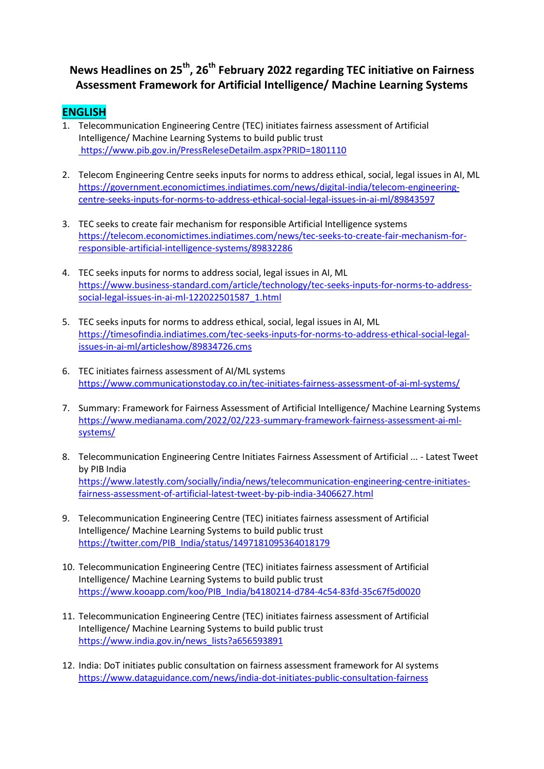# News Headlines on 25th, 26th February 2022 regarding TEC initiative on Fairness Assessment Framework for Artificial Intelligence/ Machine Learning Systems

## ENGLISH

1. Telecommunication Engineering Centre (TEC) initiates fairness assessment of Artificial Intelligence/ Machine Learning Systems to build public trust
   https://www.pib.gov.in/PressReleseDetailm.aspx?PRID=1801110

2. Telecom Engineering Centre seeks inputs for norms to address ethical, social, legal issues in AI, ML
   https://government.economictimes.indiatimes.com/news/digital-india/telecom-engineering-centre-seeks-inputs-for-norms-to-address-ethical-social-legal-issues-in-ai-ml/89843597

3. TEC seeks to create fair mechanism for responsible Artificial Intelligence systems
   https://telecom.economictimes.indiatimes.com/news/tec-seeks-to-create-fair-mechanism-for-responsible-artificial-intelligence-systems/89832286

4. TEC seeks inputs for norms to address social, legal issues in AI, ML
   https://www.business-standard.com/article/technology/tec-seeks-inputs-for-norms-to-address-social-legal-issues-in-ai-ml-122022501587_1.html

5. TEC seeks inputs for norms to address ethical, social, legal issues in AI, ML
   https://timesofindia.indiatimes.com/tec-seeks-inputs-for-norms-to-address-ethical-social-legal-issues-in-ai-ml/articleshow/89834726.cms

6. TEC initiates fairness assessment of AI/ML systems
   https://www.communicationstoday.co.in/tec-initiates-fairness-assessment-of-ai-ml-systems/

7. Summary: Framework for Fairness Assessment of Artificial Intelligence/ Machine Learning Systems
   https://www.medianama.com/2022/02/223-summary-framework-fairness-assessment-ai-ml-systems/

8. Telecommunication Engineering Centre Initiates Fairness Assessment of Artificial ... - Latest Tweet by PIB India
   https://www.latestly.com/socially/india/news/telecommunication-engineering-centre-initiates-fairness-assessment-of-artificial-latest-tweet-by-pib-india-3406627.html

9. Telecommunication Engineering Centre (TEC) initiates fairness assessment of Artificial Intelligence/ Machine Learning Systems to build public trust
   https://twitter.com/PIB_India/status/1497181095364018179

10. Telecommunication Engineering Centre (TEC) initiates fairness assessment of Artificial Intelligence/ Machine Learning Systems to build public trust
    https://www.kooapp.com/koo/PIB_India/b4180214-d784-4c54-83fd-35c67f5d0020

11. Telecommunication Engineering Centre (TEC) initiates fairness assessment of Artificial Intelligence/ Machine Learning Systems to build public trust
    https://www.india.gov.in/news_lists?a656593891

12. India: DoT initiates public consultation on fairness assessment framework for AI systems
    https://www.dataguidance.com/news/india-dot-initiates-public-consultation-fairness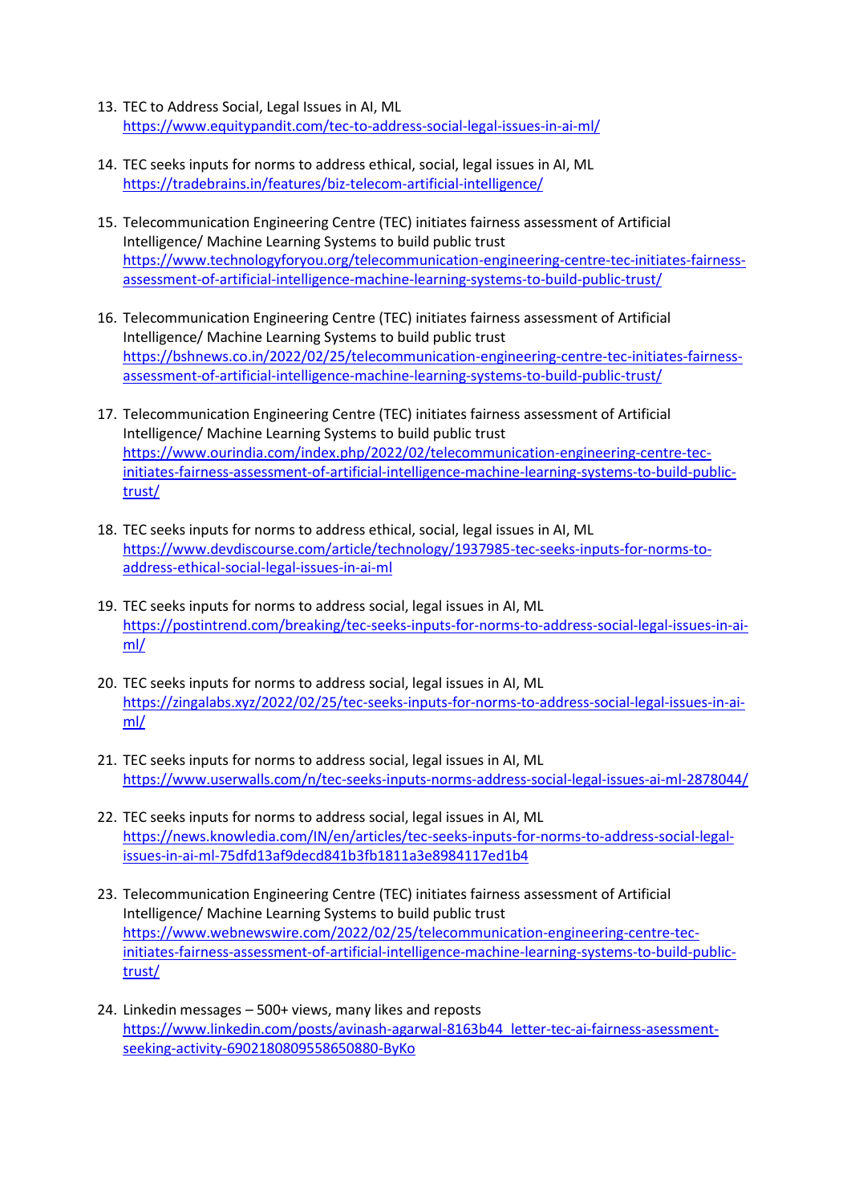13. TEC to Address Social, Legal Issues in AI, ML
    https://www.equitypandit.com/tec-to-address-social-legal-issues-in-ai-ml/

14. TEC seeks inputs for norms to address ethical, social, legal issues in AI, ML
    https://tradebrains.in/features/biz-telecom-artificial-intelligence/

15. Telecommunication Engineering Centre (TEC) initiates fairness assessment of Artificial Intelligence/ Machine Learning Systems to build public trust
    https://www.technologyforyou.org/telecommunication-engineering-centre-tec-initiates-fairness-assessment-of-artificial-intelligence-machine-learning-systems-to-build-public-trust/

16. Telecommunication Engineering Centre (TEC) initiates fairness assessment of Artificial Intelligence/ Machine Learning Systems to build public trust
    https://bshnews.co.in/2022/02/25/telecommunication-engineering-centre-tec-initiates-fairness-assessment-of-artificial-intelligence-machine-learning-systems-to-build-public-trust/

17. Telecommunication Engineering Centre (TEC) initiates fairness assessment of Artificial Intelligence/ Machine Learning Systems to build public trust
    https://www.ourindia.com/index.php/2022/02/telecommunication-engineering-centre-tec-initiates-fairness-assessment-of-artificial-intelligence-machine-learning-systems-to-build-public-trust/

18. TEC seeks inputs for norms to address ethical, social, legal issues in AI, ML
    https://www.devdiscourse.com/article/technology/1937985-tec-seeks-inputs-for-norms-to-address-ethical-social-legal-issues-in-ai-ml

19. TEC seeks inputs for norms to address social, legal issues in AI, ML
    https://postintrend.com/breaking/tec-seeks-inputs-for-norms-to-address-social-legal-issues-in-ai-ml/

20. TEC seeks inputs for norms to address social, legal issues in AI, ML
    https://zingalabs.xyz/2022/02/25/tec-seeks-inputs-for-norms-to-address-social-legal-issues-in-ai-ml/

21. TEC seeks inputs for norms to address social, legal issues in AI, ML
    https://www.userwalls.com/n/tec-seeks-inputs-norms-address-social-legal-issues-ai-ml-2878044/

22. TEC seeks inputs for norms to address social, legal issues in AI, ML
    https://news.knowledia.com/IN/en/articles/tec-seeks-inputs-for-norms-to-address-social-legal-issues-in-ai-ml-75dfd13af9decd841b3fb1811a3e8984117ed1b4

23. Telecommunication Engineering Centre (TEC) initiates fairness assessment of Artificial Intelligence/ Machine Learning Systems to build public trust
    https://www.webnewswire.com/2022/02/25/telecommunication-engineering-centre-tec-initiates-fairness-assessment-of-artificial-intelligence-machine-learning-systems-to-build-public-trust/

24. Linkedin messages – 500+ views, many likes and reposts
    https://www.linkedin.com/posts/avinash-agarwal-8163b44_letter-tec-ai-fairness-asessment-seeking-activity-6902180809558650880-ByKo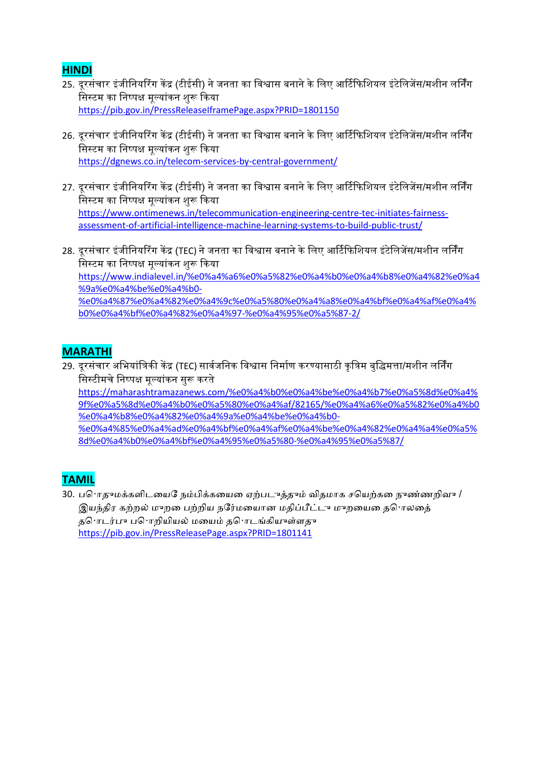## HINDI

25. दूरसंचार इंजीनियरिंग केंद्र (टीईसी) ने जनता का विश्वास बनाने के लिए आर्टिफिशियल इंटेलिजेंस/मशीन लर्निंग सिस्टम का निष्पक्ष मूल्यांकन शुरू किया
https://pib.gov.in/PressReleaseIframePage.aspx?PRID=1801150

26. दूरसंचार इंजीनियरिंग केंद्र (टीईसी) ने जनता का विश्वास बनाने के लिए आर्टिफिशियल इंटेलिजेंस/मशीन लर्निंग सिस्टम का निष्पक्ष मूल्यांकन शुरू किया
https://dgnews.co.in/telecom-services-by-central-government/

27. दूरसंचार इंजीनियरिंग केंद्र (टीईसी) ने जनता का विश्वास बनाने के लिए आर्टिफिशियल इंटेलिजेंस/मशीन लर्निंग सिस्टम का निष्पक्ष मूल्यांकन शुरू किया
https://www.ontimenews.in/telecommunication-engineering-centre-tec-initiates-fairness-assessment-of-artificial-intelligence-machine-learning-systems-to-build-public-trust/

28. दूरसंचार इंजीनियरिंग केंद्र (TEC) ने जनता का विश्वास बनाने के लिए आर्टिफिशियल इंटेलिजेंस/मशीन लर्निंग सिस्टम का निष्पक्ष मूल्यांकन शुरू किया
https://www.indialevel.in/%e0%a4%a6%e0%a5%82%e0%a4%b0%e0%a4%b8%e0%a4%82%e0%a4%9a%e0%a4%be%e0%a4%b0-%e0%a4%87%e0%a4%82%e0%a4%9c%e0%a5%80%e0%a4%a8%e0%a4%bf%e0%a4%af%e0%a4%b0%e0%a4%bf%e0%a4%82%e0%a4%97-%e0%a4%95%e0%a5%87-2/

## MARATHI

29. दूरसंचार अभियांत्रिकी केंद्र (TEC) सार्वजनिक विश्वास निर्माण करण्यासाठी कृत्रिम बुद्धिमत्ता/मशीन लर्निंग सिस्टीमचे निष्पक्ष मूल्यांकन सुरू करते
https://maharashtramazanews.com/%e0%a4%b0%e0%a4%be%e0%a4%b7%e0%a5%8d%e0%a4%9f%e0%a5%8d%e0%a4%b0%e0%a5%80%e0%a4%af/82165/%e0%a4%a6%e0%a5%82%e0%a4%b0%e0%a4%b8%e0%a4%82%e0%a4%9a%e0%a4%be%e0%a4%b0-%e0%a4%85%e0%a4%ad%e0%a4%bf%e0%a4%af%e0%a4%be%e0%a4%82%e0%a4%a4%e0%a5%8d%e0%a4%b0%e0%a4%bf%e0%a4%95%e0%a5%80-%e0%a4%95%e0%a5%87/

## TAMIL

30. பொதுமக்களிடையே நம்பிக்கையை ஏற்படுத்தும் விதமாக செயற்கை நுண்ணறிவு / இயந்திர கற்றல் முறை பற்றிய நேர்மையான மதிப்பீட்டு முறையை தொலைத் தொடர்பு பொறியியல் மையம் தொடங்கியுள்ளது
https://pib.gov.in/PressReleasePage.aspx?PRID=1801141